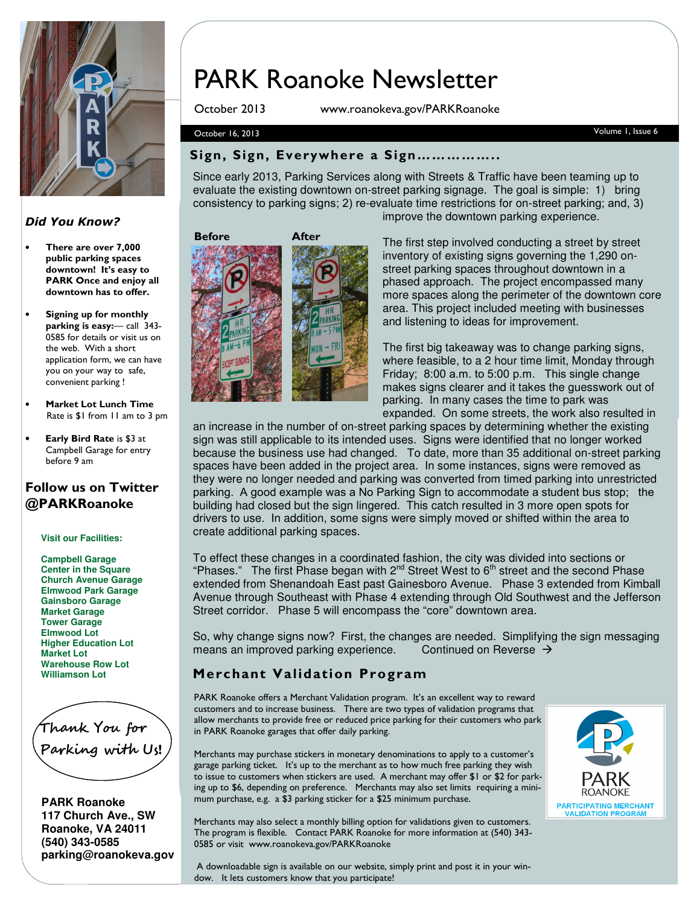# PARK Roanoke Newsletter

October 2013 www.roanokeva.gov/PARKRoanoke

October 16, 2013

## Sign, Sign, Everywhere a Sign……………..

Since early 2013, Parking Services along with Streets & Traffic have been teaming up to evaluate the existing downtown on-street parking signage. The goal is simple: 1) bring consistency to parking signs; 2) re-evaluate time restrictions for on-street parking; and, 3) improve the downtown parking experience.

**Before** **After**

The first step involved conducting a street by street inventory of existing signs governing the 1,290 on-street parking spaces throughout downtown in a phased approach. The project encompassed many more spaces along the perimeter of the downtown core area. This project included meeting with businesses and listening to ideas for improvement.

The first big takeaway was to change parking signs, where feasible, to a 2 hour time limit, Monday through Friday; 8:00 a.m. to 5:00 p.m. This single change makes signs clearer and it takes the guesswork out of parking. In many cases the time to park was expanded. On some streets, the work also resulted in an increase in the number of on-street parking spaces by determining whether the existing sign was still applicable to its intended uses. Signs were identified that no longer worked because the business use had changed. To date, more than 35 additional on-street parking spaces have been added in the project area. In some instances, signs were removed as they were no longer needed and parking was converted from timed parking into unrestricted parking. A good example was a No Parking Sign to accommodate a student bus stop; the building had closed but the sign lingered. This catch resulted in 3 more open spots for drivers to use. In addition, some signs were simply moved or shifted within the area to create additional parking spaces.

To effect these changes in a coordinated fashion, the city was divided into sections or "Phases." The first Phase began with 2nd Street West to 6th street and the second Phase extended from Shenandoah East past Gainesboro Avenue. Phase 3 extended from Kimball Avenue through Southeast with Phase 4 extending through Old Southwest and the Jefferson Street corridor. Phase 5 will encompass the "core" downtown area.

So, why change signs now? First, the changes are needed. Simplifying the sign messaging means an improved parking experience. Continued on Reverse →

## Merchant Validation Program

PARK Roanoke offers a Merchant Validation program. It's an excellent way to reward customers and to increase business. There are two types of validation programs that allow merchants to provide free or reduced price parking for their customers who park in PARK Roanoke garages that offer daily parking.

Merchants may purchase stickers in monetary denominations to apply to a customer's garage parking ticket. It's up to the merchant as to how much free parking they wish to issue to customers when stickers are used. A merchant may offer $1 or $2 for parking up to $6, depending on preference. Merchants may also set limits requiring a minimum purchase, e.g. a $3 parking sticker for a $25 minimum purchase.

Merchants may also select a monthly billing option for validations given to customers. The program is flexible. Contact PARK Roanoke for more information at (540) 343-0585 or visit www.roanokeva.gov/PARKRoanoke

A downloadable sign is available on our website, simply print and post it in your window. It lets customers know that you participate!

PARK ROANOKE
PARTICIPATING MERCHANT VALIDATION PROGRAM

### Did You Know?

- **There are over 7,000 public parking spaces downtown! It's easy to PARK Once and enjoy all downtown has to offer.**
- **Signing up for monthly parking is easy:**— call 343-0585 for details or visit us on the web. With a short application form, we can have you on your way to safe, convenient parking !
- **Market Lot Lunch Time** Rate is $1 from 11 am to 3 pm
- **Early Bird Rate** is $3 at Campbell Garage for entry before 9 am

### Follow us on Twitter @PARKRoanoke

**Visit our Facilities:**

**Campbell Garage**
**Center in the Square**
**Church Avenue Garage**
**Elmwood Park Garage**
**Gainsboro Garage**
**Market Garage**
**Tower Garage**
**Elmwood Lot**
**Higher Education Lot**
**Market Lot**
**Warehouse Row Lot**
**Williamson Lot**

*Thank You for Parking with Us!*

**PARK Roanoke**
**117 Church Ave., SW**
**Roanoke, VA 24011**
**(540) 343-0585**
**parking@roanokeva.gov**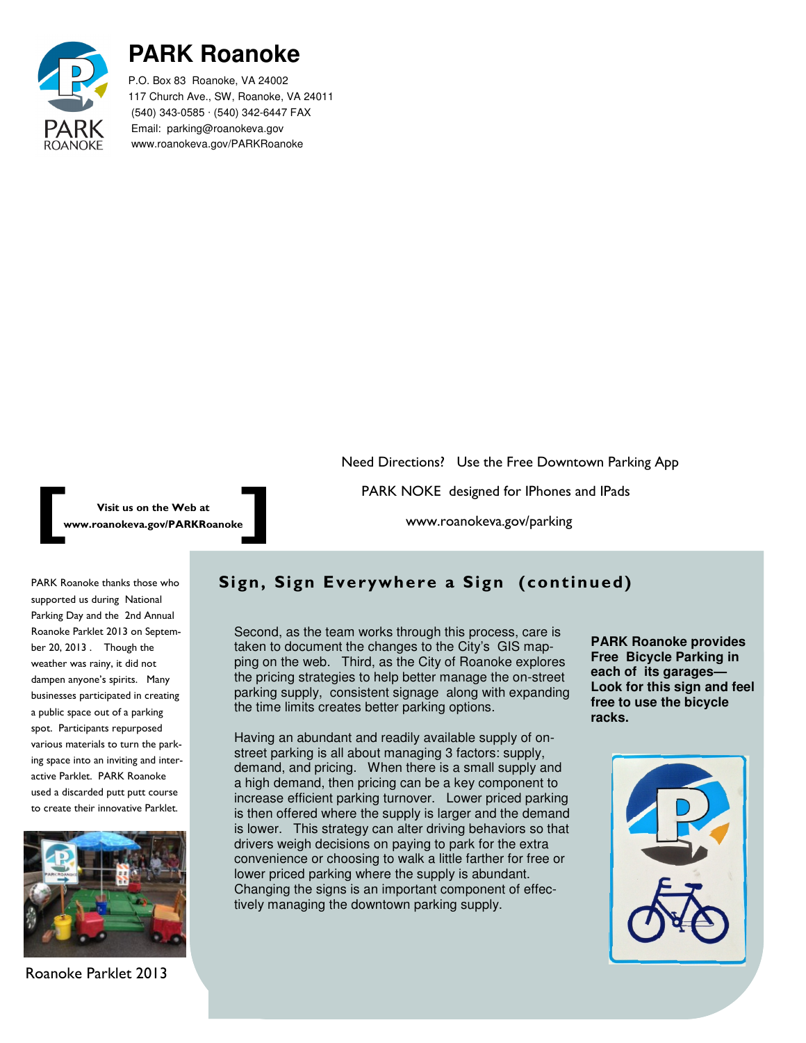# PARK Roanoke

P.O. Box 83 Roanoke, VA 24002
117 Church Ave., SW, Roanoke, VA 24011
(540) 343-0585 · (540) 342-6447 FAX
Email: parking@roanokeva.gov
www.roanokeva.gov/PARKRoanoke

Need Directions? Use the Free Downtown Parking App

PARK NOKE designed for IPhones and IPads

www.roanokeva.gov/parking

**Visit us on the Web at www.roanokeva.gov/PARKRoanoke**

PARK Roanoke thanks those who supported us during National Parking Day and the 2nd Annual Roanoke Parklet 2013 on September 20, 2013. Though the weather was rainy, it did not dampen anyone's spirits. Many businesses participated in creating a public space out of a parking spot. Participants repurposed various materials to turn the parking space into an inviting and interactive Parklet. PARK Roanoke used a discarded putt putt course to create their innovative Parklet.

Roanoke Parklet 2013

## Sign, Sign Everywhere a Sign (continued)

Second, as the team works through this process, care is taken to document the changes to the City's GIS mapping on the web. Third, as the City of Roanoke explores the pricing strategies to help better manage the on-street parking supply, consistent signage along with expanding the time limits creates better parking options.

Having an abundant and readily available supply of on-street parking is all about managing 3 factors: supply, demand, and pricing. When there is a small supply and a high demand, then pricing can be a key component to increase efficient parking turnover. Lower priced parking is then offered where the supply is larger and the demand is lower. This strategy can alter driving behaviors so that drivers weigh decisions on paying to park for the extra convenience or choosing to walk a little farther for free or lower priced parking where the supply is abundant. Changing the signs is an important component of effectively managing the downtown parking supply.

**PARK Roanoke provides Free Bicycle Parking in each of its garages— Look for this sign and feel free to use the bicycle racks.**